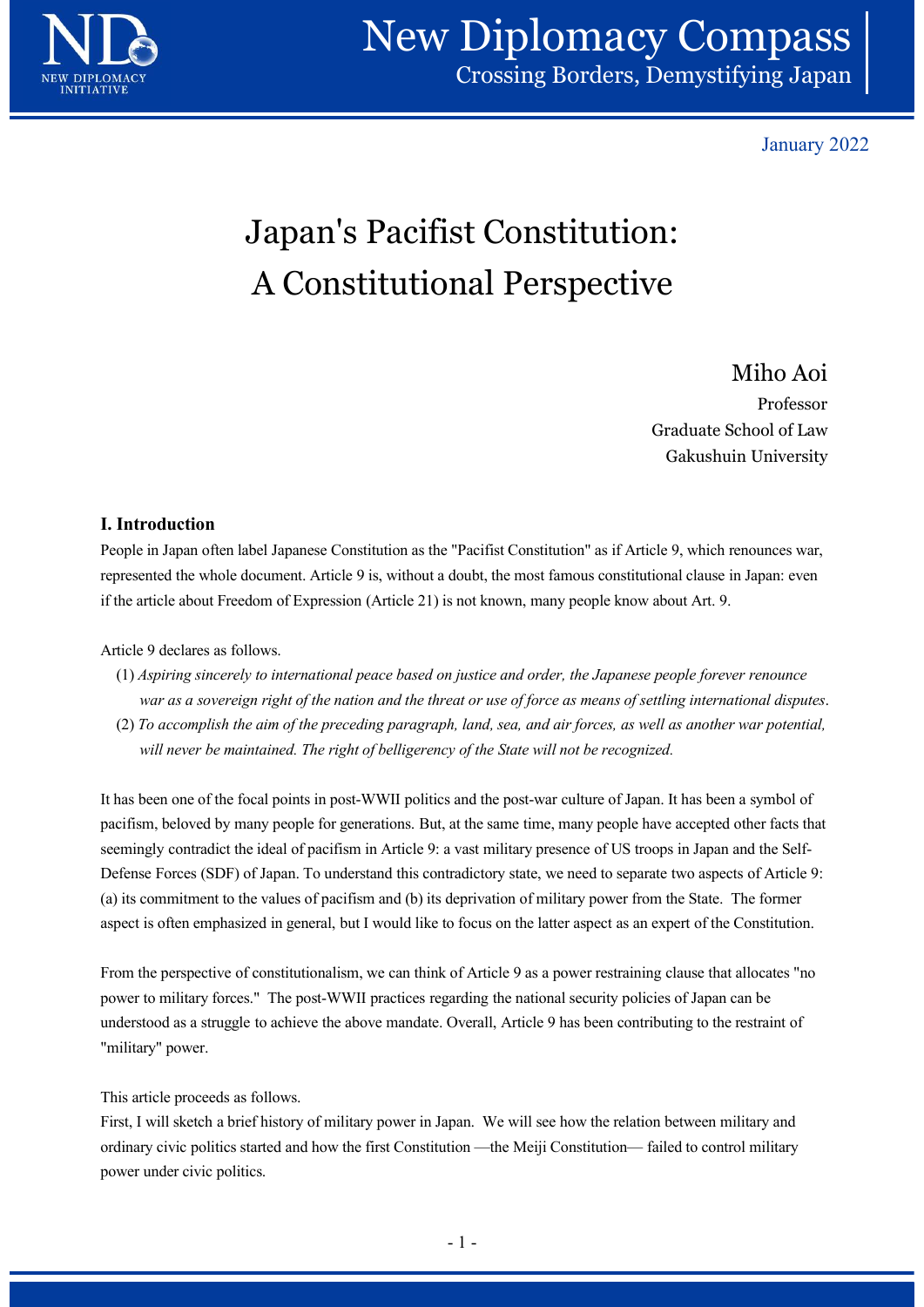# Japan's Pacifist Constitution: A Constitutional Perspective

January 2022

Miho Aoi

Professor
Graduate School of Law
Gakushuin University

## I. Introduction

People in Japan often label Japanese Constitution as the "Pacifist Constitution" as if Article 9, which renounces war, represented the whole document. Article 9 is, without a doubt, the most famous constitutional clause in Japan: even if the article about Freedom of Expression (Article 21) is not known, many people know about Art. 9.

Article 9 declares as follows.

(1) *Aspiring sincerely to international peace based on justice and order, the Japanese people forever renounce war as a sovereign right of the nation and the threat or use of force as means of settling international disputes*.

(2) *To accomplish the aim of the preceding paragraph, land, sea, and air forces, as well as another war potential, will never be maintained. The right of belligerency of the State will not be recognized.*

It has been one of the focal points in post-WWII politics and the post-war culture of Japan. It has been a symbol of pacifism, beloved by many people for generations. But, at the same time, many people have accepted other facts that seemingly contradict the ideal of pacifism in Article 9: a vast military presence of US troops in Japan and the Self-Defense Forces (SDF) of Japan. To understand this contradictory state, we need to separate two aspects of Article 9: (a) its commitment to the values of pacifism and (b) its deprivation of military power from the State. The former aspect is often emphasized in general, but I would like to focus on the latter aspect as an expert of the Constitution.

From the perspective of constitutionalism, we can think of Article 9 as a power restraining clause that allocates "no power to military forces." The post-WWII practices regarding the national security policies of Japan can be understood as a struggle to achieve the above mandate. Overall, Article 9 has been contributing to the restraint of "military" power.

This article proceeds as follows.

First, I will sketch a brief history of military power in Japan. We will see how the relation between military and ordinary civic politics started and how the first Constitution —the Meiji Constitution— failed to control military power under civic politics.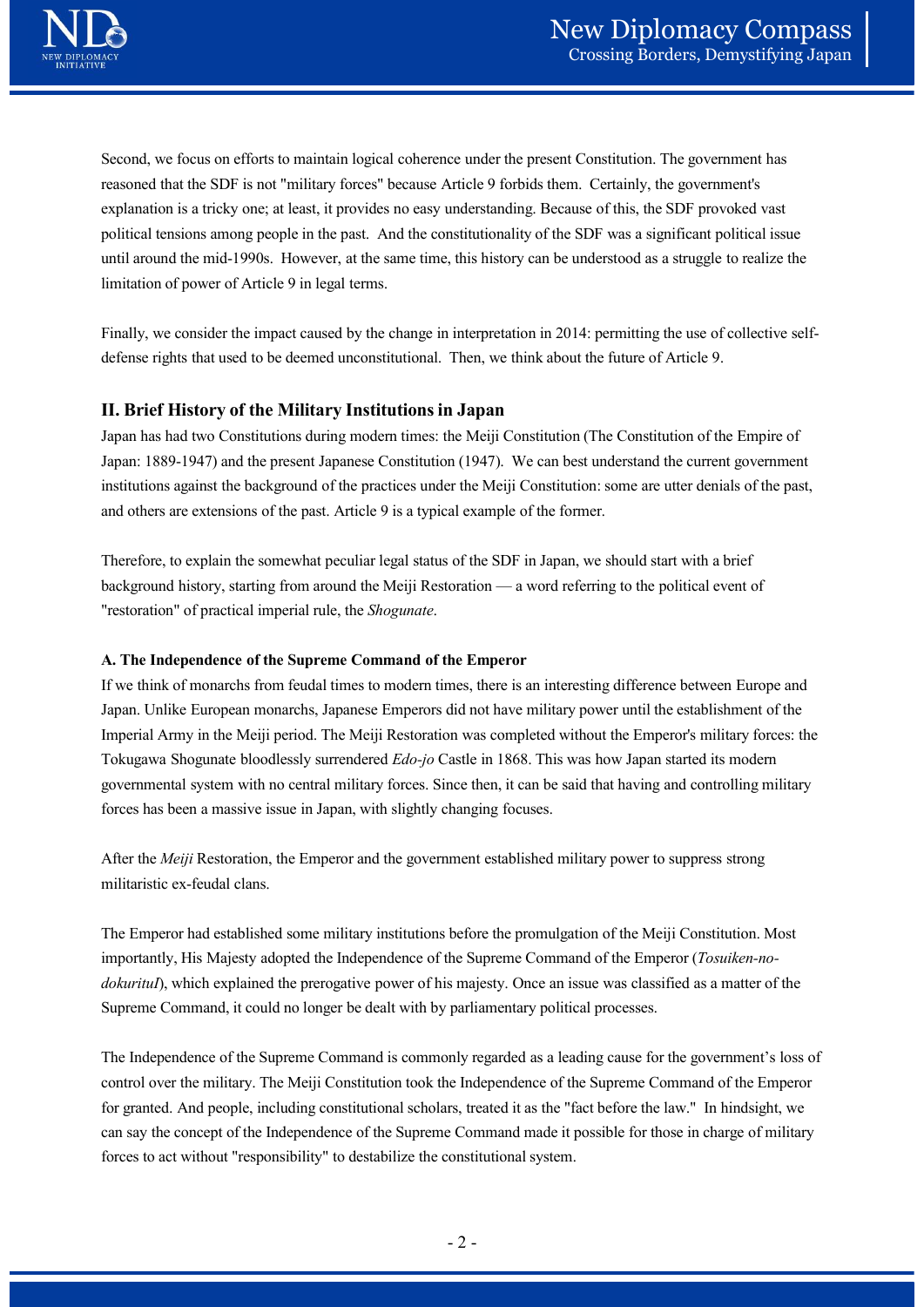Second, we focus on efforts to maintain logical coherence under the present Constitution. The government has reasoned that the SDF is not "military forces" because Article 9 forbids them. Certainly, the government's explanation is a tricky one; at least, it provides no easy understanding. Because of this, the SDF provoked vast political tensions among people in the past. And the constitutionality of the SDF was a significant political issue until around the mid-1990s. However, at the same time, this history can be understood as a struggle to realize the limitation of power of Article 9 in legal terms.

Finally, we consider the impact caused by the change in interpretation in 2014: permitting the use of collective self-defense rights that used to be deemed unconstitutional. Then, we think about the future of Article 9.

## II. Brief History of the Military Institutions in Japan

Japan has had two Constitutions during modern times: the Meiji Constitution (The Constitution of the Empire of Japan: 1889-1947) and the present Japanese Constitution (1947). We can best understand the current government institutions against the background of the practices under the Meiji Constitution: some are utter denials of the past, and others are extensions of the past. Article 9 is a typical example of the former.

Therefore, to explain the somewhat peculiar legal status of the SDF in Japan, we should start with a brief background history, starting from around the Meiji Restoration — a word referring to the political event of "restoration" of practical imperial rule, the *Shogunate*.

### A. The Independence of the Supreme Command of the Emperor

If we think of monarchs from feudal times to modern times, there is an interesting difference between Europe and Japan. Unlike European monarchs, Japanese Emperors did not have military power until the establishment of the Imperial Army in the Meiji period. The Meiji Restoration was completed without the Emperor's military forces: the Tokugawa Shogunate bloodlessly surrendered *Edo-jo* Castle in 1868. This was how Japan started its modern governmental system with no central military forces. Since then, it can be said that having and controlling military forces has been a massive issue in Japan, with slightly changing focuses.

After the *Meiji* Restoration, the Emperor and the government established military power to suppress strong militaristic ex-feudal clans.

The Emperor had established some military institutions before the promulgation of the Meiji Constitution. Most importantly, His Majesty adopted the Independence of the Supreme Command of the Emperor (*Tosuiken-no-dokuritul*), which explained the prerogative power of his majesty. Once an issue was classified as a matter of the Supreme Command, it could no longer be dealt with by parliamentary political processes.

The Independence of the Supreme Command is commonly regarded as a leading cause for the government's loss of control over the military. The Meiji Constitution took the Independence of the Supreme Command of the Emperor for granted. And people, including constitutional scholars, treated it as the "fact before the law." In hindsight, we can say the concept of the Independence of the Supreme Command made it possible for those in charge of military forces to act without "responsibility" to destabilize the constitutional system.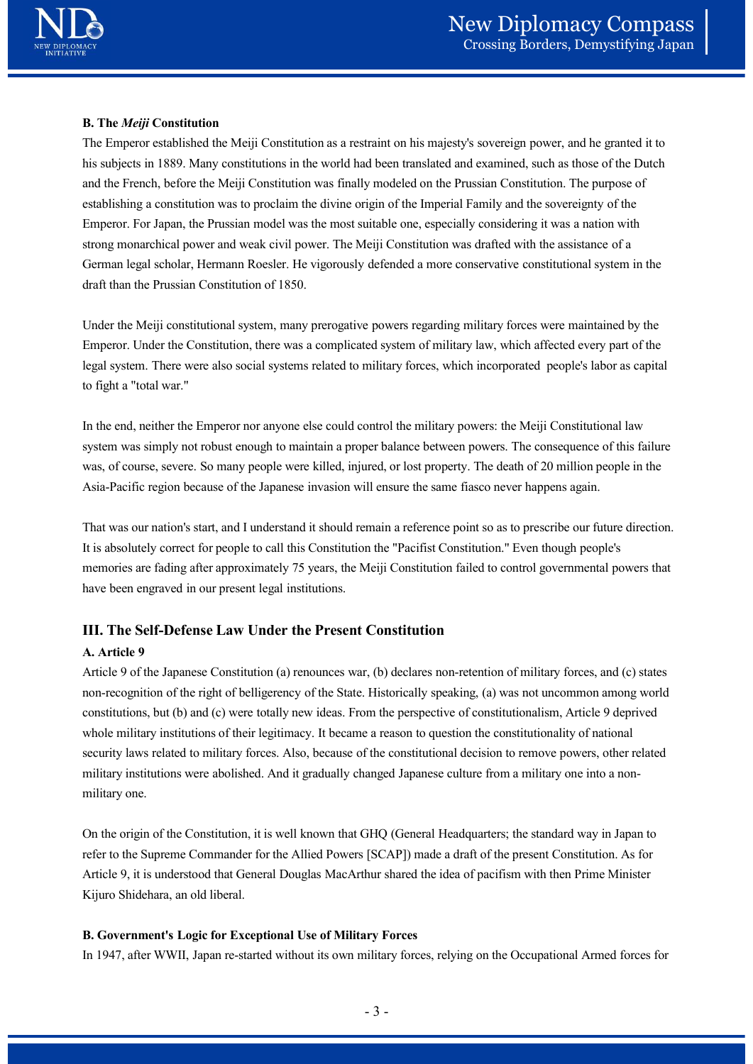**B. The *Meiji* Constitution**

The Emperor established the Meiji Constitution as a restraint on his majesty's sovereign power, and he granted it to his subjects in 1889. Many constitutions in the world had been translated and examined, such as those of the Dutch and the French, before the Meiji Constitution was finally modeled on the Prussian Constitution. The purpose of establishing a constitution was to proclaim the divine origin of the Imperial Family and the sovereignty of the Emperor. For Japan, the Prussian model was the most suitable one, especially considering it was a nation with strong monarchical power and weak civil power. The Meiji Constitution was drafted with the assistance of a German legal scholar, Hermann Roesler. He vigorously defended a more conservative constitutional system in the draft than the Prussian Constitution of 1850.

Under the Meiji constitutional system, many prerogative powers regarding military forces were maintained by the Emperor. Under the Constitution, there was a complicated system of military law, which affected every part of the legal system. There were also social systems related to military forces, which incorporated people's labor as capital to fight a "total war."

In the end, neither the Emperor nor anyone else could control the military powers: the Meiji Constitutional law system was simply not robust enough to maintain a proper balance between powers. The consequence of this failure was, of course, severe. So many people were killed, injured, or lost property. The death of 20 million people in the Asia-Pacific region because of the Japanese invasion will ensure the same fiasco never happens again.

That was our nation's start, and I understand it should remain a reference point so as to prescribe our future direction. It is absolutely correct for people to call this Constitution the "Pacifist Constitution." Even though people's memories are fading after approximately 75 years, the Meiji Constitution failed to control governmental powers that have been engraved in our present legal institutions.

## III. The Self-Defense Law Under the Present Constitution

**A. Article 9**

Article 9 of the Japanese Constitution (a) renounces war, (b) declares non-retention of military forces, and (c) states non-recognition of the right of belligerency of the State. Historically speaking, (a) was not uncommon among world constitutions, but (b) and (c) were totally new ideas. From the perspective of constitutionalism, Article 9 deprived whole military institutions of their legitimacy. It became a reason to question the constitutionality of national security laws related to military forces. Also, because of the constitutional decision to remove powers, other related military institutions were abolished. And it gradually changed Japanese culture from a military one into a non-military one.

On the origin of the Constitution, it is well known that GHQ (General Headquarters; the standard way in Japan to refer to the Supreme Commander for the Allied Powers [SCAP]) made a draft of the present Constitution. As for Article 9, it is understood that General Douglas MacArthur shared the idea of pacifism with then Prime Minister Kijuro Shidehara, an old liberal.

**B. Government's Logic for Exceptional Use of Military Forces**

In 1947, after WWII, Japan re-started without its own military forces, relying on the Occupational Armed forces for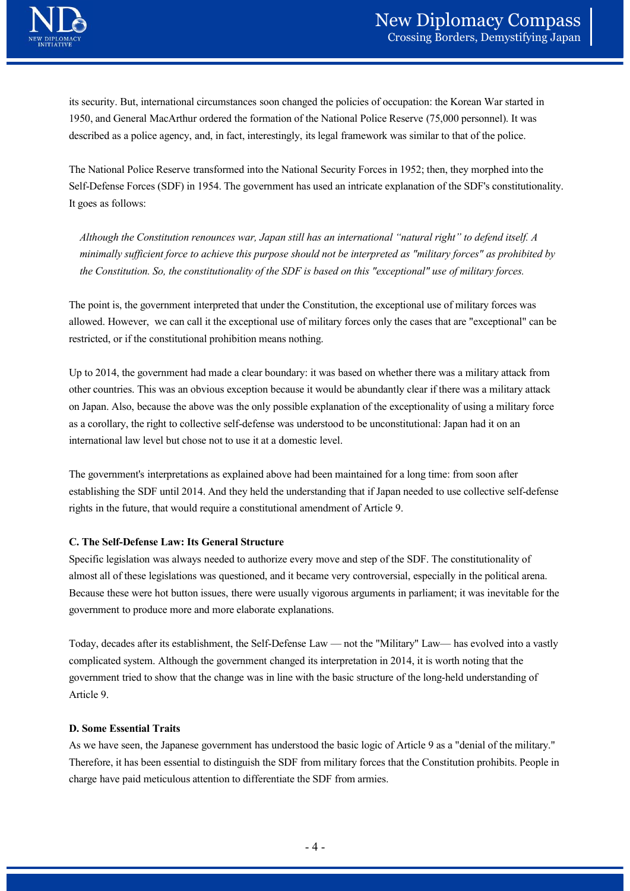its security. But, international circumstances soon changed the policies of occupation: the Korean War started in 1950, and General MacArthur ordered the formation of the National Police Reserve (75,000 personnel). It was described as a police agency, and, in fact, interestingly, its legal framework was similar to that of the police.

The National Police Reserve transformed into the National Security Forces in 1952; then, they morphed into the Self-Defense Forces (SDF) in 1954. The government has used an intricate explanation of the SDF's constitutionality. It goes as follows:

> *Although the Constitution renounces war, Japan still has an international "natural right" to defend itself. A minimally sufficient force to achieve this purpose should not be interpreted as "military forces" as prohibited by the Constitution. So, the constitutionality of the SDF is based on this "exceptional" use of military forces.*

The point is, the government interpreted that under the Constitution, the exceptional use of military forces was allowed. However, we can call it the exceptional use of military forces only the cases that are "exceptional" can be restricted, or if the constitutional prohibition means nothing.

Up to 2014, the government had made a clear boundary: it was based on whether there was a military attack from other countries. This was an obvious exception because it would be abundantly clear if there was a military attack on Japan. Also, because the above was the only possible explanation of the exceptionality of using a military force as a corollary, the right to collective self-defense was understood to be unconstitutional: Japan had it on an international law level but chose not to use it at a domestic level.

The government's interpretations as explained above had been maintained for a long time: from soon after establishing the SDF until 2014. And they held the understanding that if Japan needed to use collective self-defense rights in the future, that would require a constitutional amendment of Article 9.

**C. The Self-Defense Law: Its General Structure**

Specific legislation was always needed to authorize every move and step of the SDF. The constitutionality of almost all of these legislations was questioned, and it became very controversial, especially in the political arena. Because these were hot button issues, there were usually vigorous arguments in parliament; it was inevitable for the government to produce more and more elaborate explanations.

Today, decades after its establishment, the Self-Defense Law — not the "Military" Law— has evolved into a vastly complicated system. Although the government changed its interpretation in 2014, it is worth noting that the government tried to show that the change was in line with the basic structure of the long-held understanding of Article 9.

**D. Some Essential Traits**

As we have seen, the Japanese government has understood the basic logic of Article 9 as a "denial of the military." Therefore, it has been essential to distinguish the SDF from military forces that the Constitution prohibits. People in charge have paid meticulous attention to differentiate the SDF from armies.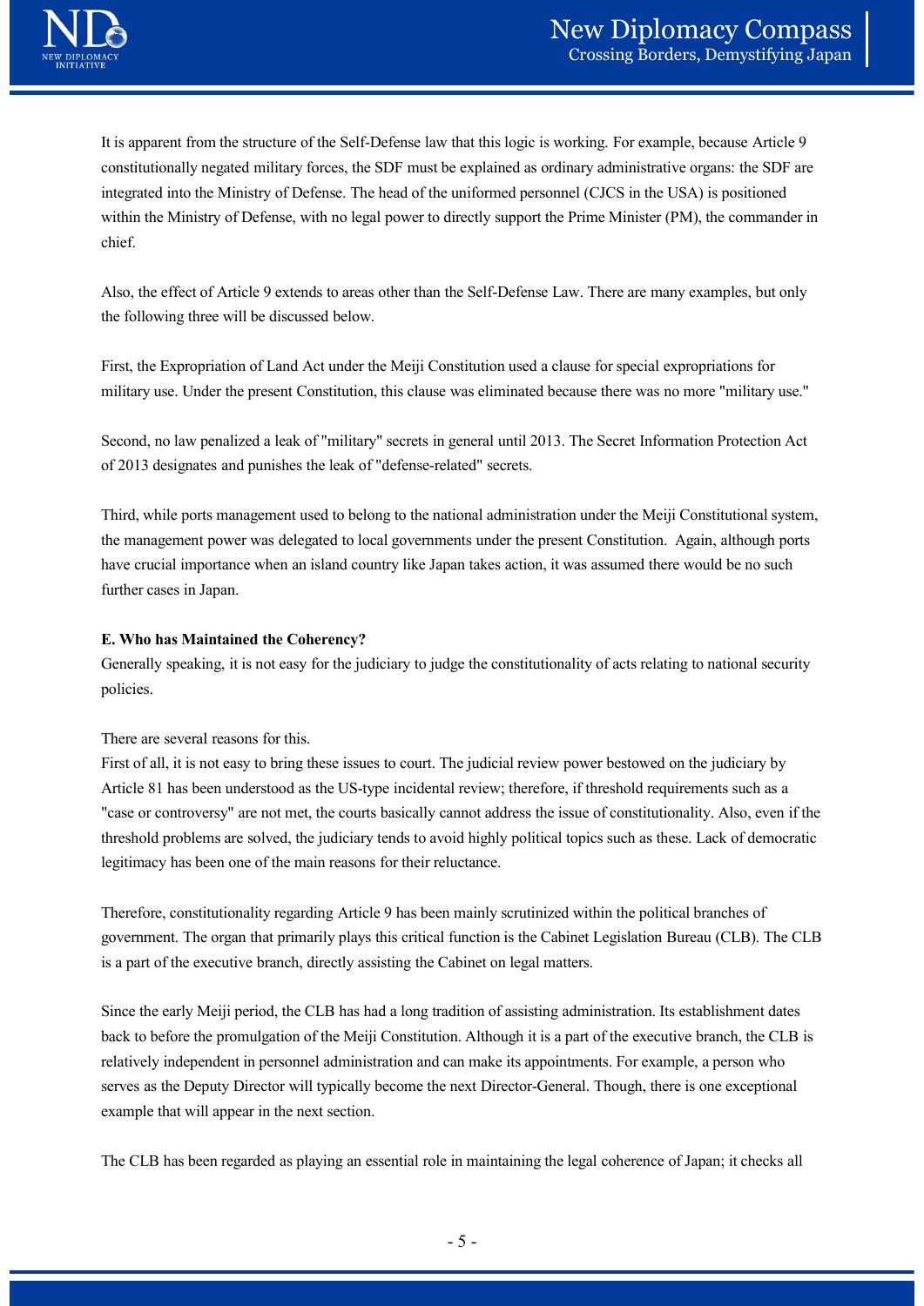It is apparent from the structure of the Self-Defense law that this logic is working. For example, because Article 9 constitutionally negated military forces, the SDF must be explained as ordinary administrative organs: the SDF are integrated into the Ministry of Defense. The head of the uniformed personnel (CJCS in the USA) is positioned within the Ministry of Defense, with no legal power to directly support the Prime Minister (PM), the commander in chief.

Also, the effect of Article 9 extends to areas other than the Self-Defense Law. There are many examples, but only the following three will be discussed below.

First, the Expropriation of Land Act under the Meiji Constitution used a clause for special expropriations for military use. Under the present Constitution, this clause was eliminated because there was no more "military use."

Second, no law penalized a leak of "military" secrets in general until 2013. The Secret Information Protection Act of 2013 designates and punishes the leak of "defense-related" secrets.

Third, while ports management used to belong to the national administration under the Meiji Constitutional system, the management power was delegated to local governments under the present Constitution. Again, although ports have crucial importance when an island country like Japan takes action, it was assumed there would be no such further cases in Japan.

**E. Who has Maintained the Coherency?**

Generally speaking, it is not easy for the judiciary to judge the constitutionality of acts relating to national security policies.

There are several reasons for this.

First of all, it is not easy to bring these issues to court. The judicial review power bestowed on the judiciary by Article 81 has been understood as the US-type incidental review; therefore, if threshold requirements such as a "case or controversy" are not met, the courts basically cannot address the issue of constitutionality. Also, even if the threshold problems are solved, the judiciary tends to avoid highly political topics such as these. Lack of democratic legitimacy has been one of the main reasons for their reluctance.

Therefore, constitutionality regarding Article 9 has been mainly scrutinized within the political branches of government. The organ that primarily plays this critical function is the Cabinet Legislation Bureau (CLB). The CLB is a part of the executive branch, directly assisting the Cabinet on legal matters.

Since the early Meiji period, the CLB has had a long tradition of assisting administration. Its establishment dates back to before the promulgation of the Meiji Constitution. Although it is a part of the executive branch, the CLB is relatively independent in personnel administration and can make its appointments. For example, a person who serves as the Deputy Director will typically become the next Director-General. Though, there is one exceptional example that will appear in the next section.

The CLB has been regarded as playing an essential role in maintaining the legal coherence of Japan; it checks all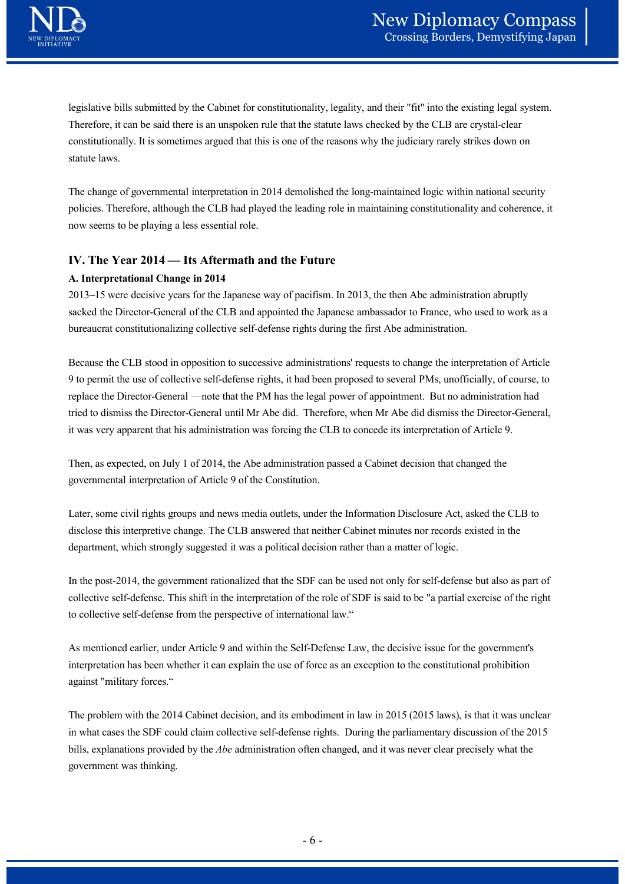legislative bills submitted by the Cabinet for constitutionality, legality, and their "fit" into the existing legal system. Therefore, it can be said there is an unspoken rule that the statute laws checked by the CLB are crystal-clear constitutionally. It is sometimes argued that this is one of the reasons why the judiciary rarely strikes down on statute laws.

The change of governmental interpretation in 2014 demolished the long-maintained logic within national security policies. Therefore, although the CLB had played the leading role in maintaining constitutionality and coherence, it now seems to be playing a less essential role.

## IV. The Year 2014 — Its Aftermath and the Future

### A. Interpretational Change in 2014

2013–15 were decisive years for the Japanese way of pacifism. In 2013, the then Abe administration abruptly sacked the Director-General of the CLB and appointed the Japanese ambassador to France, who used to work as a bureaucrat constitutionalizing collective self-defense rights during the first Abe administration.

Because the CLB stood in opposition to successive administrations' requests to change the interpretation of Article 9 to permit the use of collective self-defense rights, it had been proposed to several PMs, unofficially, of course, to replace the Director-General —note that the PM has the legal power of appointment. But no administration had tried to dismiss the Director-General until Mr Abe did. Therefore, when Mr Abe did dismiss the Director-General, it was very apparent that his administration was forcing the CLB to concede its interpretation of Article 9.

Then, as expected, on July 1 of 2014, the Abe administration passed a Cabinet decision that changed the governmental interpretation of Article 9 of the Constitution.

Later, some civil rights groups and news media outlets, under the Information Disclosure Act, asked the CLB to disclose this interpretive change. The CLB answered that neither Cabinet minutes nor records existed in the department, which strongly suggested it was a political decision rather than a matter of logic.

In the post-2014, the government rationalized that the SDF can be used not only for self-defense but also as part of collective self-defense. This shift in the interpretation of the role of SDF is said to be "a partial exercise of the right to collective self-defense from the perspective of international law."

As mentioned earlier, under Article 9 and within the Self-Defense Law, the decisive issue for the government's interpretation has been whether it can explain the use of force as an exception to the constitutional prohibition against "military forces."

The problem with the 2014 Cabinet decision, and its embodiment in law in 2015 (2015 laws), is that it was unclear in what cases the SDF could claim collective self-defense rights. During the parliamentary discussion of the 2015 bills, explanations provided by the *Abe* administration often changed, and it was never clear precisely what the government was thinking.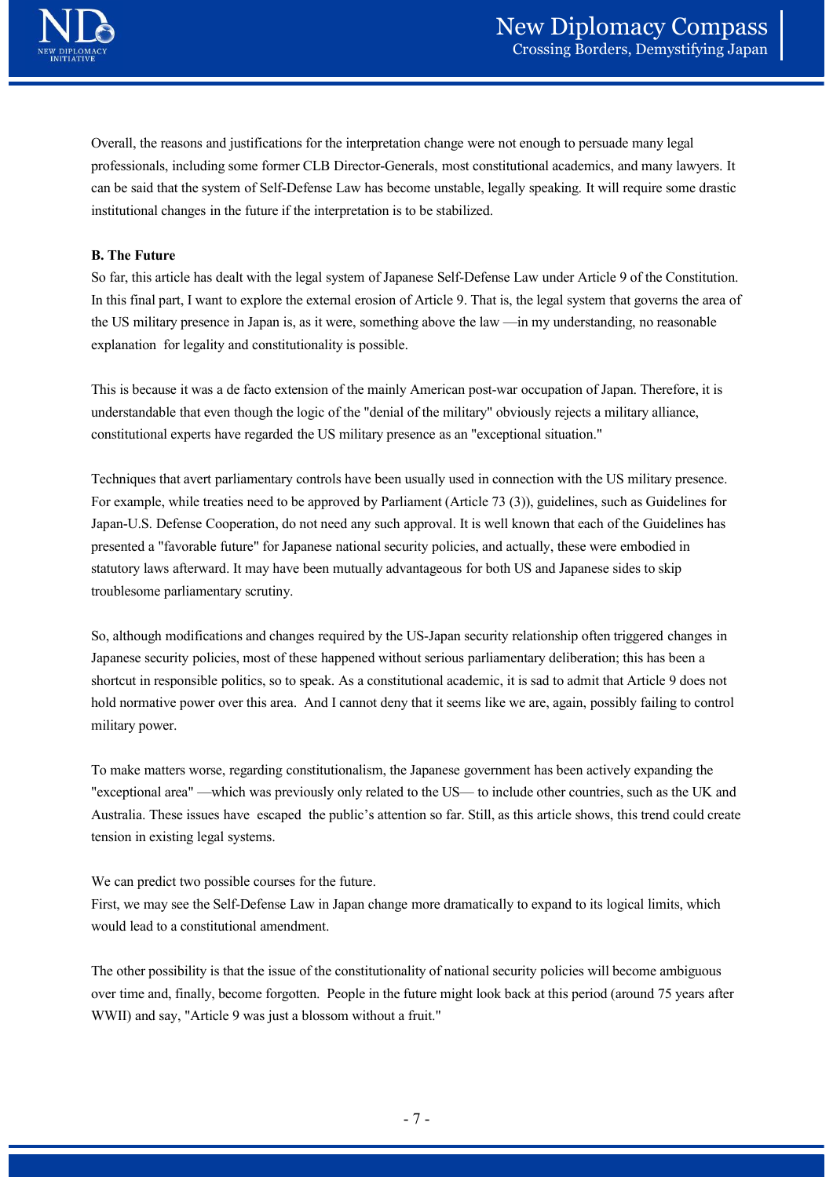Overall, the reasons and justifications for the interpretation change were not enough to persuade many legal professionals, including some former CLB Director-Generals, most constitutional academics, and many lawyers. It can be said that the system of Self-Defense Law has become unstable, legally speaking. It will require some drastic institutional changes in the future if the interpretation is to be stabilized.

**B. The Future**

So far, this article has dealt with the legal system of Japanese Self-Defense Law under Article 9 of the Constitution. In this final part, I want to explore the external erosion of Article 9. That is, the legal system that governs the area of the US military presence in Japan is, as it were, something above the law —in my understanding, no reasonable explanation for legality and constitutionality is possible.

This is because it was a de facto extension of the mainly American post-war occupation of Japan. Therefore, it is understandable that even though the logic of the "denial of the military" obviously rejects a military alliance, constitutional experts have regarded the US military presence as an "exceptional situation."

Techniques that avert parliamentary controls have been usually used in connection with the US military presence. For example, while treaties need to be approved by Parliament (Article 73 (3)), guidelines, such as Guidelines for Japan-U.S. Defense Cooperation, do not need any such approval. It is well known that each of the Guidelines has presented a "favorable future" for Japanese national security policies, and actually, these were embodied in statutory laws afterward. It may have been mutually advantageous for both US and Japanese sides to skip troublesome parliamentary scrutiny.

So, although modifications and changes required by the US-Japan security relationship often triggered changes in Japanese security policies, most of these happened without serious parliamentary deliberation; this has been a shortcut in responsible politics, so to speak. As a constitutional academic, it is sad to admit that Article 9 does not hold normative power over this area. And I cannot deny that it seems like we are, again, possibly failing to control military power.

To make matters worse, regarding constitutionalism, the Japanese government has been actively expanding the "exceptional area" —which was previously only related to the US— to include other countries, such as the UK and Australia. These issues have escaped the public's attention so far. Still, as this article shows, this trend could create tension in existing legal systems.

We can predict two possible courses for the future.
First, we may see the Self-Defense Law in Japan change more dramatically to expand to its logical limits, which would lead to a constitutional amendment.

The other possibility is that the issue of the constitutionality of national security policies will become ambiguous over time and, finally, become forgotten. People in the future might look back at this period (around 75 years after WWII) and say, "Article 9 was just a blossom without a fruit."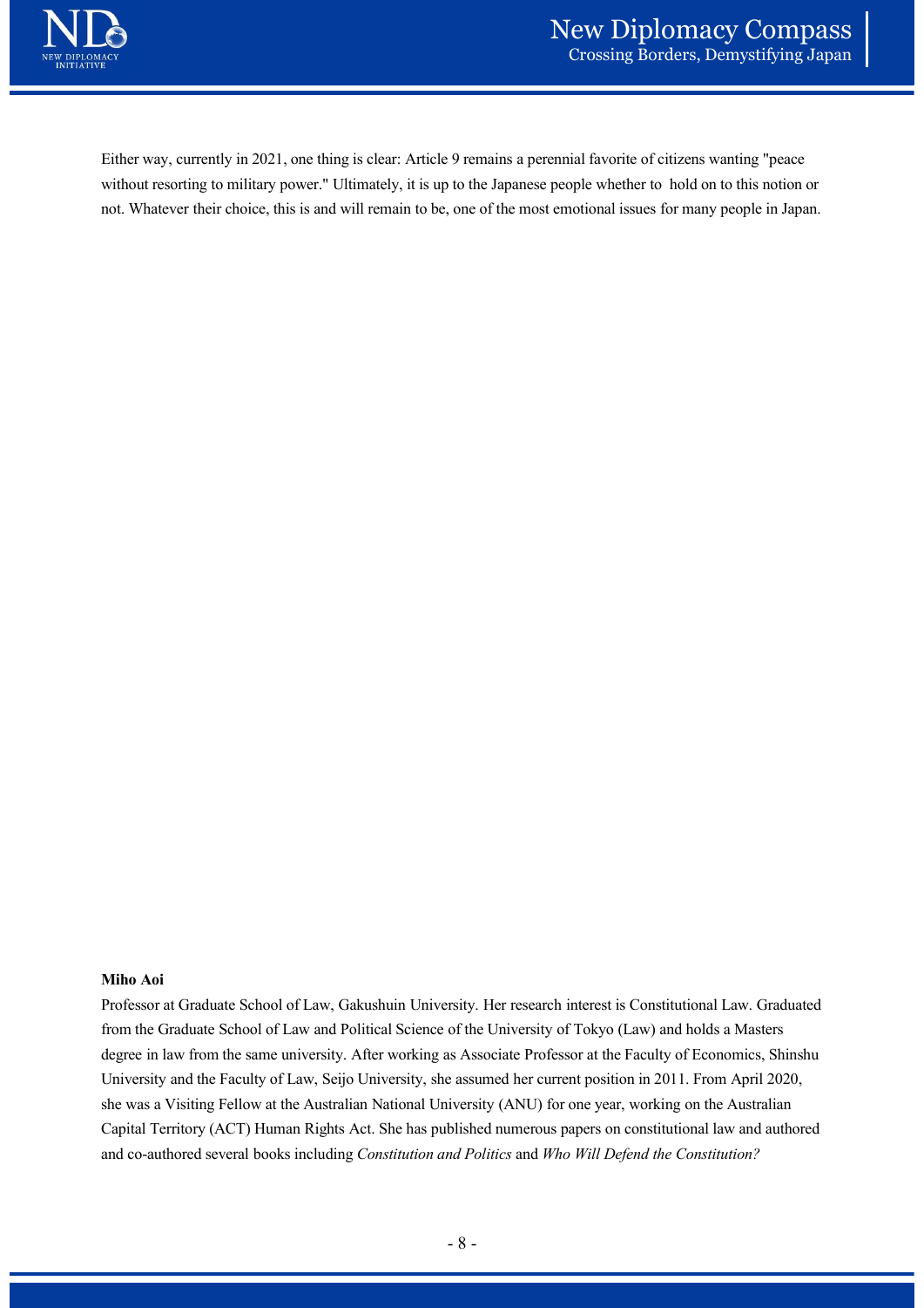Either way, currently in 2021, one thing is clear: Article 9 remains a perennial favorite of citizens wanting "peace without resorting to military power." Ultimately, it is up to the Japanese people whether to hold on to this notion or not. Whatever their choice, this is and will remain to be, one of the most emotional issues for many people in Japan.

**Miho Aoi**

Professor at Graduate School of Law, Gakushuin University. Her research interest is Constitutional Law. Graduated from the Graduate School of Law and Political Science of the University of Tokyo (Law) and holds a Masters degree in law from the same university. After working as Associate Professor at the Faculty of Economics, Shinshu University and the Faculty of Law, Seijo University, she assumed her current position in 2011. From April 2020, she was a Visiting Fellow at the Australian National University (ANU) for one year, working on the Australian Capital Territory (ACT) Human Rights Act. She has published numerous papers on constitutional law and authored and co-authored several books including *Constitution and Politics* and *Who Will Defend the Constitution?*